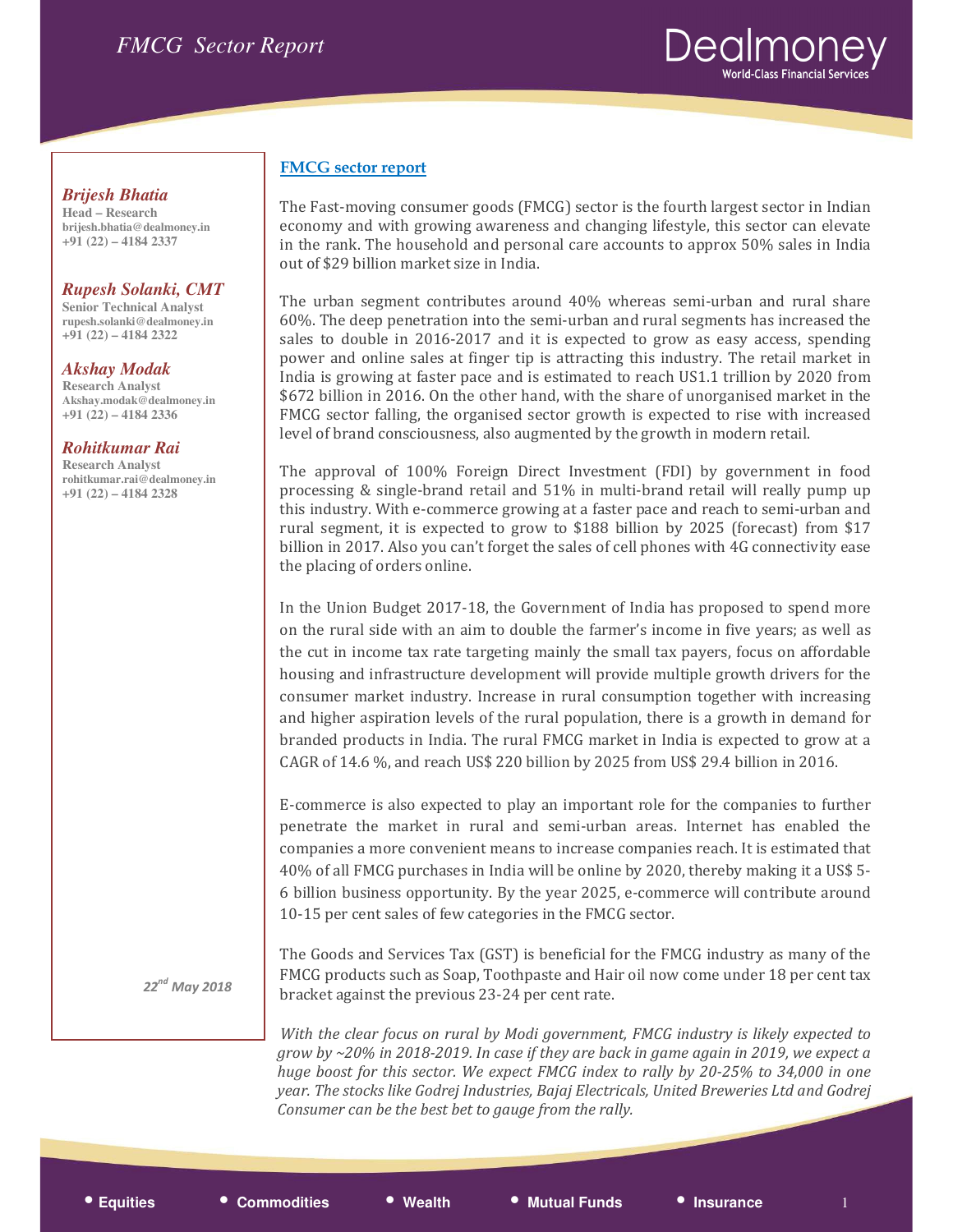**Brijesh Bhatia**
Head – Research
brijesh.bhatia@dealmoney.in
+91 (22) – 4184 2337

**Rupesh Solanki, CMT**
Senior Technical Analyst
rupesh.solanki@dealmoney.in
+91 (22) – 4184 2322

**Akshay Modak**
Research Analyst
Akshay.modak@dealmoney.in
+91 (22) – 4184 2336

**Rohitkumar Rai**
Research Analyst
rohitkumar.rai@dealmoney.in
+91 (22) – 4184 2328

*22nd May 2018*

## FMCG sector report

The Fast-moving consumer goods (FMCG) sector is the fourth largest sector in Indian economy and with growing awareness and changing lifestyle, this sector can elevate in the rank. The household and personal care accounts to approx 50% sales in India out of $29 billion market size in India.

The urban segment contributes around 40% whereas semi-urban and rural share 60%. The deep penetration into the semi-urban and rural segments has increased the sales to double in 2016-2017 and it is expected to grow as easy access, spending power and online sales at finger tip is attracting this industry. The retail market in India is growing at faster pace and is estimated to reach US1.1 trillion by 2020 from $672 billion in 2016. On the other hand, with the share of unorganised market in the FMCG sector falling, the organised sector growth is expected to rise with increased level of brand consciousness, also augmented by the growth in modern retail.

The approval of 100% Foreign Direct Investment (FDI) by government in food processing & single-brand retail and 51% in multi-brand retail will really pump up this industry. With e-commerce growing at a faster pace and reach to semi-urban and rural segment, it is expected to grow to $188 billion by 2025 (forecast) from $17 billion in 2017. Also you can't forget the sales of cell phones with 4G connectivity ease the placing of orders online.

In the Union Budget 2017-18, the Government of India has proposed to spend more on the rural side with an aim to double the farmer's income in five years; as well as the cut in income tax rate targeting mainly the small tax payers, focus on affordable housing and infrastructure development will provide multiple growth drivers for the consumer market industry. Increase in rural consumption together with increasing and higher aspiration levels of the rural population, there is a growth in demand for branded products in India. The rural FMCG market in India is expected to grow at a CAGR of 14.6 %, and reach US$ 220 billion by 2025 from US$ 29.4 billion in 2016.

E-commerce is also expected to play an important role for the companies to further penetrate the market in rural and semi-urban areas. Internet has enabled the companies a more convenient means to increase companies reach. It is estimated that 40% of all FMCG purchases in India will be online by 2020, thereby making it a US$ 5-6 billion business opportunity. By the year 2025, e-commerce will contribute around 10-15 per cent sales of few categories in the FMCG sector.

The Goods and Services Tax (GST) is beneficial for the FMCG industry as many of the FMCG products such as Soap, Toothpaste and Hair oil now come under 18 per cent tax bracket against the previous 23-24 per cent rate.

*With the clear focus on rural by Modi government, FMCG industry is likely expected to grow by ~20% in 2018-2019. In case if they are back in game again in 2019, we expect a huge boost for this sector. We expect FMCG index to rally by 20-25% to 34,000 in one year. The stocks like Godrej Industries, Bajaj Electricals, United Breweries Ltd and Godrej Consumer can be the best bet to gauge from the rally.*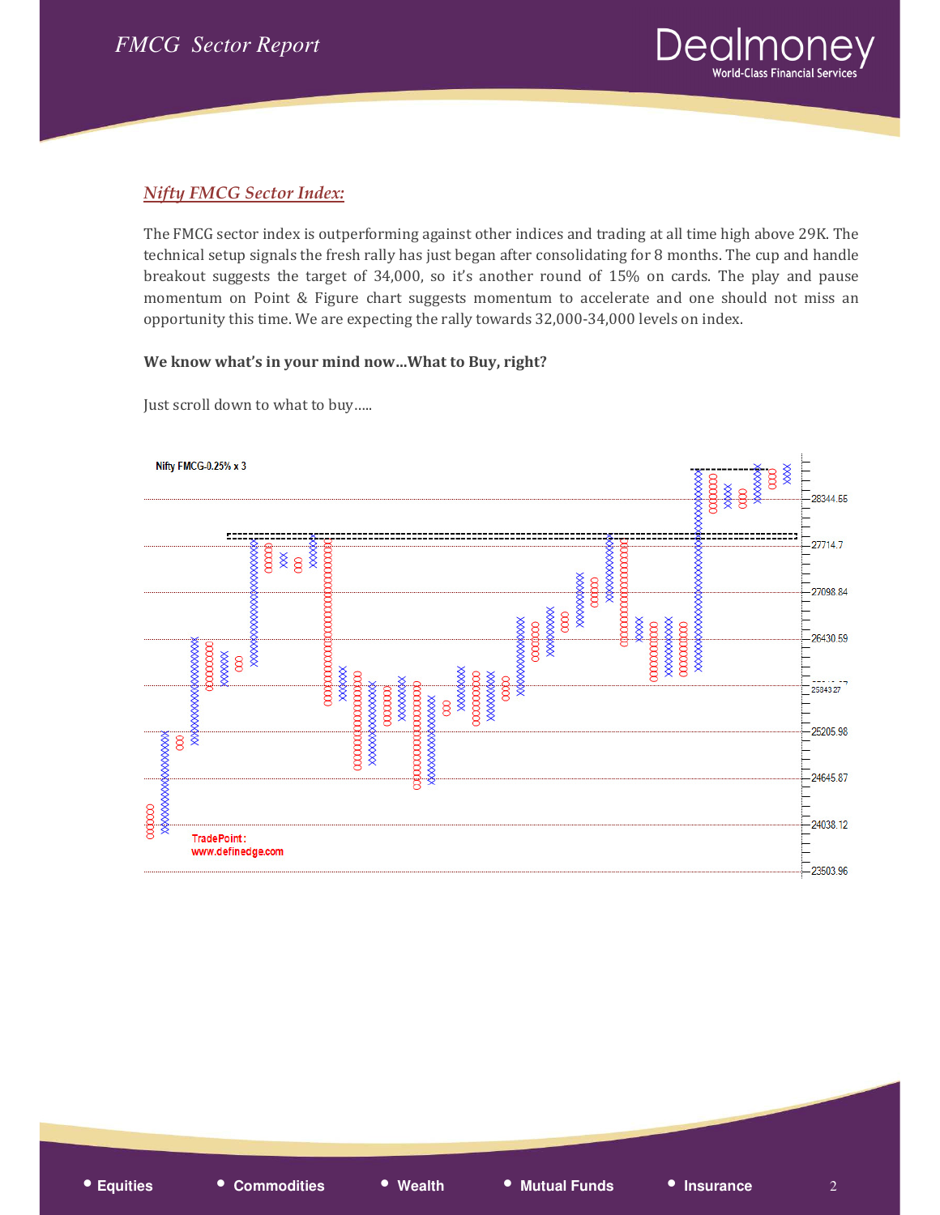## *Nifty FMCG Sector Index:*

The FMCG sector index is outperforming against other indices and trading at all time high above 29K. The technical setup signals the fresh rally has just began after consolidating for 8 months. The cup and handle breakout suggests the target of 34,000, so it's another round of 15% on cards. The play and pause momentum on Point & Figure chart suggests momentum to accelerate and one should not miss an opportunity this time. We are expecting the rally towards 32,000-34,000 levels on index.

**We know what's in your mind now...What to Buy, right?**

Just scroll down to what to buy.....

Nifty FMCG-0.25% x 3

TradePoint : www.definedge.com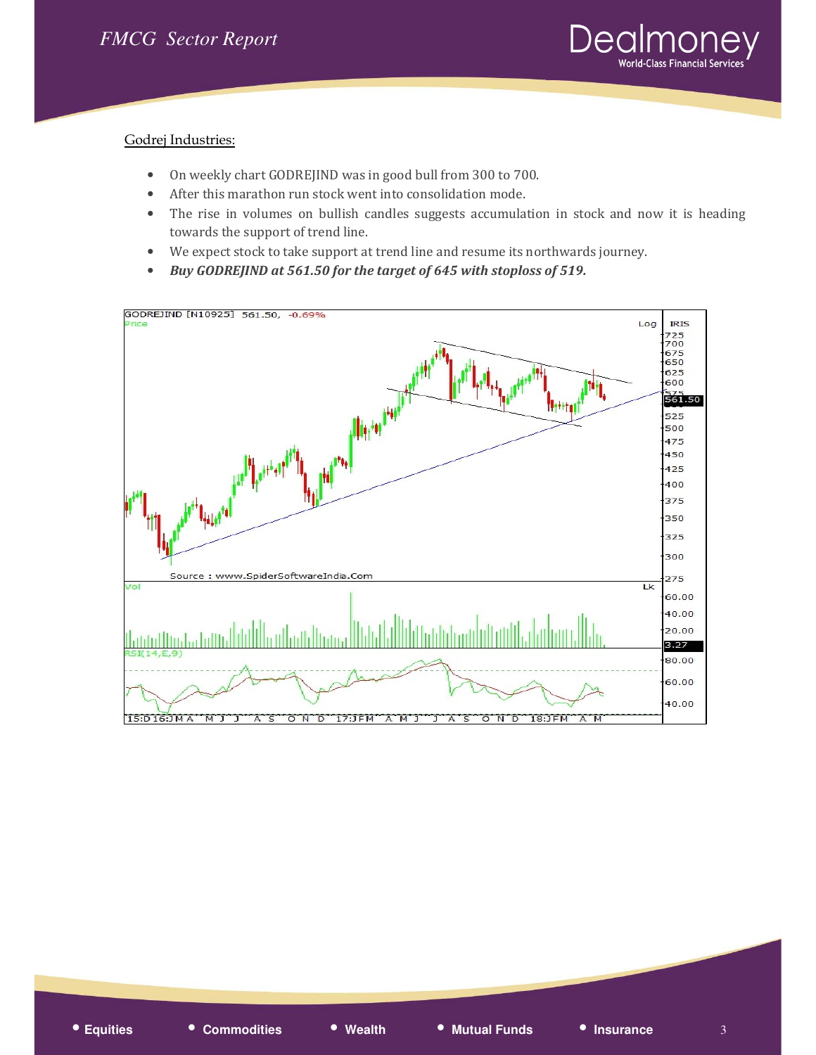Godrej Industries:

- On weekly chart GODREJIND was in good bull from 300 to 700.
- After this marathon run stock went into consolidation mode.
- The rise in volumes on bullish candles suggests accumulation in stock and now it is heading towards the support of trend line.
- We expect stock to take support at trend line and resume its northwards journey.
- ***Buy GODREJIND at 561.50 for the target of 645 with stoploss of 519.***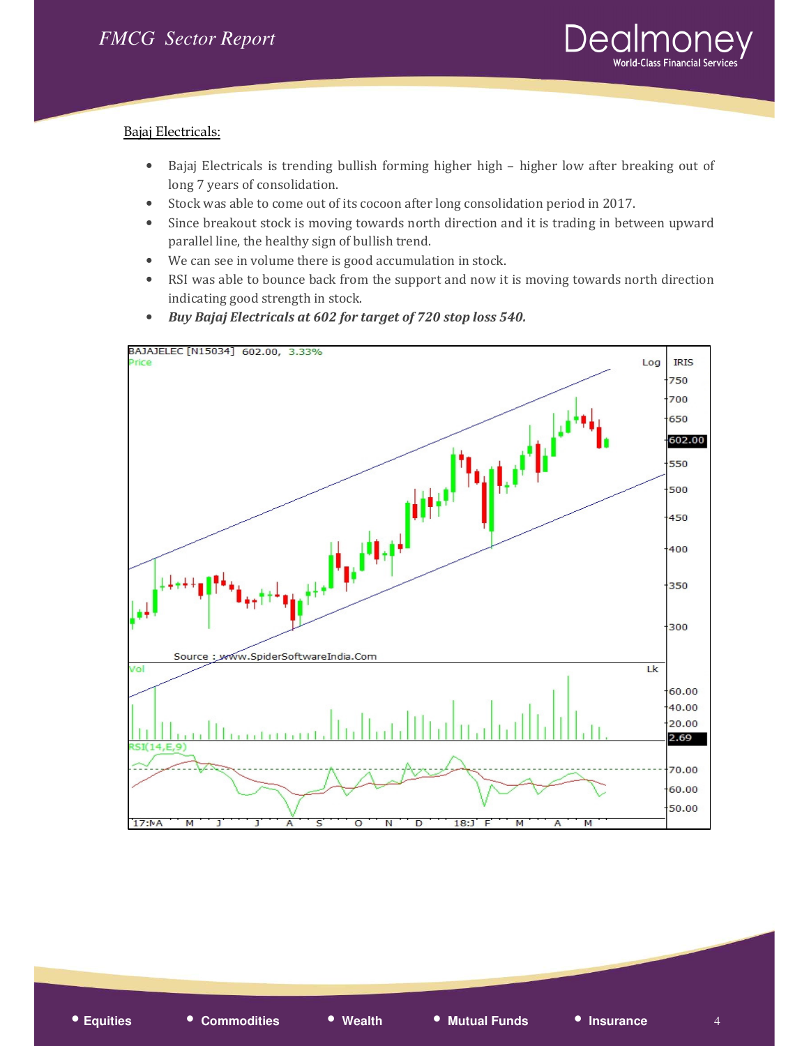## Bajaj Electricals:

- Bajaj Electricals is trending bullish forming higher high – higher low after breaking out of long 7 years of consolidation.
- Stock was able to come out of its cocoon after long consolidation period in 2017.
- Since breakout stock is moving towards north direction and it is trading in between upward parallel line, the healthy sign of bullish trend.
- We can see in volume there is good accumulation in stock.
- RSI was able to bounce back from the support and now it is moving towards north direction indicating good strength in stock.
- ***Buy Bajaj Electricals at 602 for target of 720 stop loss 540.***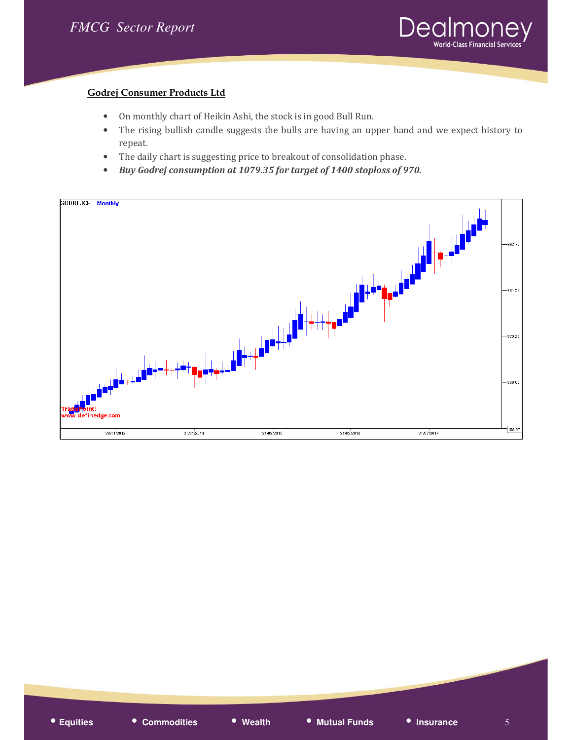**Godrej Consumer Products Ltd**

- On monthly chart of Heikin Ashi, the stock is in good Bull Run.
- The rising bullish candle suggests the bulls are having an upper hand and we expect history to repeat.
- The daily chart is suggesting price to breakout of consolidation phase.
- ***Buy Godrej consumption at 1079.35 for target of 1400 stoploss of 970.***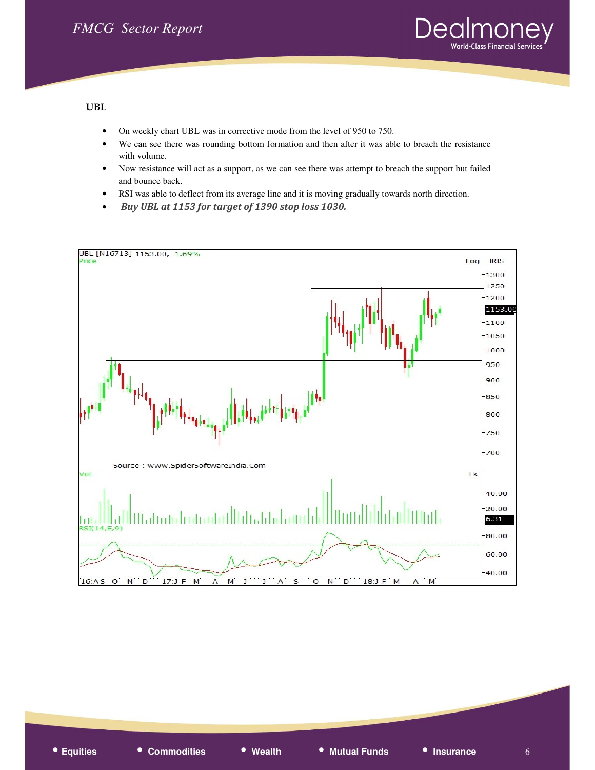## UBL

- On weekly chart UBL was in corrective mode from the level of 950 to 750.
- We can see there was rounding bottom formation and then after it was able to breach the resistance with volume.
- Now resistance will act as a support, as we can see there was attempt to breach the support but failed and bounce back.
- RSI was able to deflect from its average line and it is moving gradually towards north direction.
- ***Buy UBL at 1153 for target of 1390 stop loss 1030.***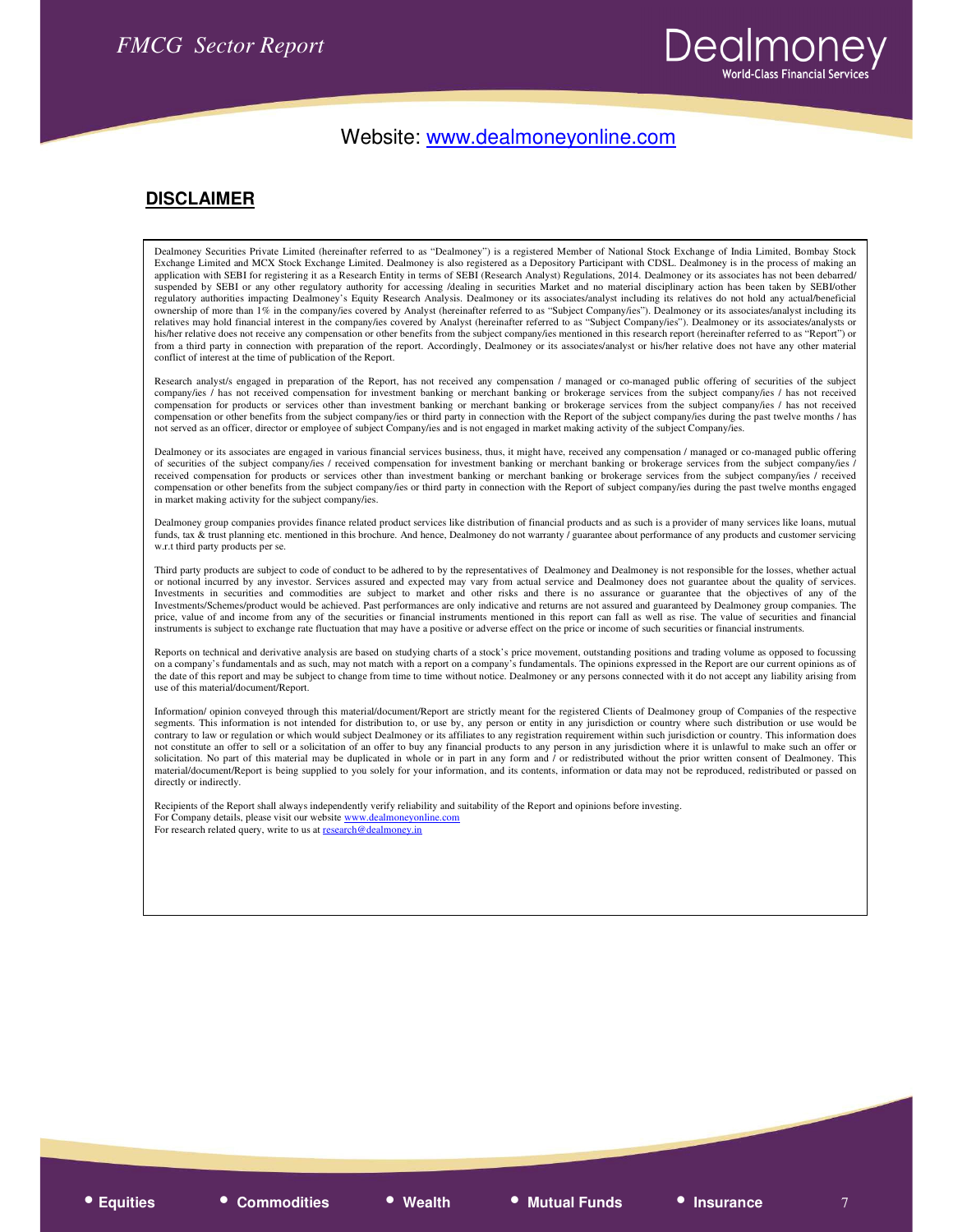Website: [www.dealmoneyonline.com](http://www.dealmoneyonline.com)

## DISCLAIMER

Dealmoney Securities Private Limited (hereinafter referred to as "Dealmoney") is a registered Member of National Stock Exchange of India Limited, Bombay Stock Exchange Limited and MCX Stock Exchange Limited. Dealmoney is also registered as a Depository Participant with CDSL. Dealmoney is in the process of making an application with SEBI for registering it as a Research Entity in terms of SEBI (Research Analyst) Regulations, 2014. Dealmoney or its associates has not been debarred/ suspended by SEBI or any other regulatory authority for accessing /dealing in securities Market and no material disciplinary action has been taken by SEBI/other regulatory authorities impacting Dealmoney's Equity Research Analysis. Dealmoney or its associates/analyst including its relatives do not hold any actual/beneficial ownership of more than 1% in the company/ies covered by Analyst (hereinafter referred to as "Subject Company/ies"). Dealmoney or its associates/analyst including its relatives may hold financial interest in the company/ies covered by Analyst (hereinafter referred to as "Subject Company/ies"). Dealmoney or its associates/analysts or his/her relative does not receive any compensation or other benefits from the subject company/ies mentioned in this research report (hereinafter referred to as "Report") or from a third party in connection with preparation of the report. Accordingly, Dealmoney or its associates/analyst or his/her relative does not have any other material conflict of interest at the time of publication of the Report.

Research analyst/s engaged in preparation of the Report, has not received any compensation / managed or co-managed public offering of securities of the subject company/ies / has not received compensation for investment banking or merchant banking or brokerage services from the subject company/ies / has not received compensation for products or services other than investment banking or merchant banking or brokerage services from the subject company/ies / has not received compensation or other benefits from the subject company/ies or third party in connection with the Report of the subject company/ies during the past twelve months / has not served as an officer, director or employee of subject Company/ies and is not engaged in market making activity of the subject Company/ies.

Dealmoney or its associates are engaged in various financial services business, thus, it might have, received any compensation / managed or co-managed public offering of securities of the subject company/ies / received compensation for investment banking or merchant banking or brokerage services from the subject company/ies / received compensation for products or services other than investment banking or merchant banking or brokerage services from the subject company/ies / received compensation or other benefits from the subject company/ies or third party in connection with the Report of subject company/ies during the past twelve months engaged in market making activity for the subject company/ies.

Dealmoney group companies provides finance related product services like distribution of financial products and as such is a provider of many services like loans, mutual funds, tax & trust planning etc. mentioned in this brochure. And hence, Dealmoney do not warranty / guarantee about performance of any products and customer servicing w.r.t third party products per se.

Third party products are subject to code of conduct to be adhered to by the representatives of Dealmoney and Dealmoney is not responsible for the losses, whether actual or notional incurred by any investor. Services assured and expected may vary from actual service and Dealmoney does not guarantee about the quality of services. Investments in securities and commodities are subject to market and other risks and there is no assurance or guarantee that the objectives of any of the Investments/Schemes/product would be achieved. Past performances are only indicative and returns are not assured and guaranteed by Dealmoney group companies. The price, value of and income from any of the securities or financial instruments mentioned in this report can fall as well as rise. The value of securities and financial instruments is subject to exchange rate fluctuation that may have a positive or adverse effect on the price or income of such securities or financial instruments.

Reports on technical and derivative analysis are based on studying charts of a stock's price movement, outstanding positions and trading volume as opposed to focussing on a company's fundamentals and as such, may not match with a report on a company's fundamentals. The opinions expressed in the Report are our current opinions as of the date of this report and may be subject to change from time to time without notice. Dealmoney or any persons connected with it do not accept any liability arising from use of this material/document/Report.

Information/ opinion conveyed through this material/document/Report are strictly meant for the registered Clients of Dealmoney group of Companies of the respective segments. This information is not intended for distribution to, or use by, any person or entity in any jurisdiction or country where such distribution or use would be contrary to law or regulation or which would subject Dealmoney or its affiliates to any registration requirement within such jurisdiction or country. This information does not constitute an offer to sell or a solicitation of an offer to buy any financial products to any person in any jurisdiction where it is unlawful to make such an offer or solicitation. No part of this material may be duplicated in whole or in part in any form and / or redistributed without the prior written consent of Dealmoney. This material/document/Report is being supplied to you solely for your information, and its contents, information or data may not be reproduced, redistributed or passed on directly or indirectly.

Recipients of the Report shall always independently verify reliability and suitability of the Report and opinions before investing.
For Company details, please visit our website [www.dealmoneyonline.com](http://www.dealmoneyonline.com)
For research related query, write to us at [research@dealmoney.in](mailto:research@dealmoney.in)